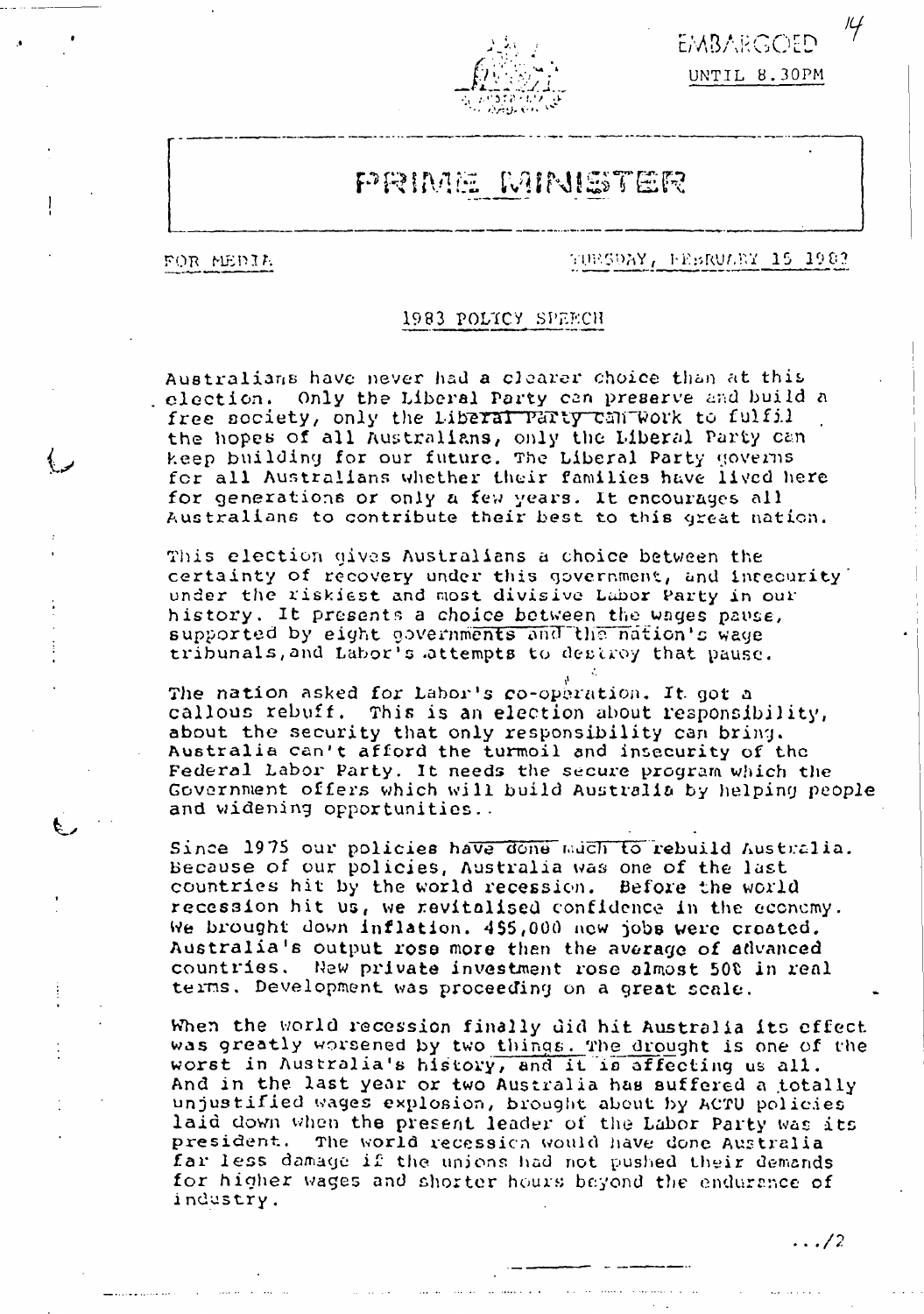EMBARGOED UNTIL 8.30PM

# PRIME MINISTER

FOR MEDIA

TUESDAY, FEBRUARY 15 1983

## 1983 POLICY SPEECH

Australians have never had a clearer choice than at this election. Only the Liberal Party can preserve and build a free society, only the Liberal Party can work to fulfil the hopes of all Australians, only the Liberal Party can keep building for our future. The Liberal Party governs for all Australians whether their families have lived here for generations or only a few years. It encourages all Australians to contribute their best to this great nation.

This election gives Australians a choice between the certainty of recovery under this government, and insecurity under the riskiest and most divisive Labor Party in our history. It presents a choice between the wages pause, supported by eight governments and the nation's wage tribunals, and Labor's attempts to destroy that pause.

The nation asked for Labor's co-operation. It got a callous rebuff. This is an election about responsibility, about the security that only responsibility can bring. Australia can't afford the turmoil and insecurity of the Federal Labor Party. It needs the secure program which the Government offers which will build Australia by helping people and widening opportunities.

Since 1975 our policies have done much to rebuild Australia. Because of our policies, Australia was one of the last countries hit by the world recession. Before the world recession hit us, we revitalised confidence in the economy. We brought down inflation. 455,000 new jobs were created. Australia's output rose more than the average of advanced countries. New private investment rose almost 50% in real terms. Development was proceeding on a great scale.

When the world recession finally did hit Australia its effect was greatly worsened by two things. The drought is one of the worst in Australia's history, and it is affecting us all. And in the last year or two Australia has suffered a totally unjustified wages explosion, brought about by ACTU policies laid down when the present leader of the Labor Party was its president. The world recession would have done Australia far less damage if the unions had not pushed their demands for higher wages and shorter hours beyond the endurance of industry.

.../2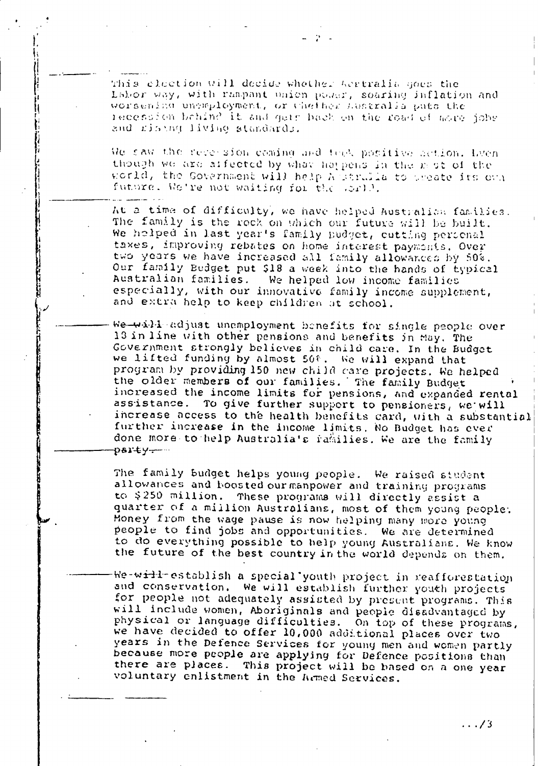This election will decide whether Australia goes the Labor way, with rampant union power, soaring inflation and worsening unemployment, or whether Australia puts the recession behind it and gets back on the road of more jobs and rising living standards.

We saw the recession coming and took positive action. Even though we are affected by what happens in the rest of the world, the Government will help Australia to create its own future. We're not waiting for the world.

At a time of difficulty, we have helped Australian families. The family is the rock on which our future will be built. We helped in last year's family Budget, cutting personal taxes, improving rebates on home interest payments. Over two years we have increased all family allowances by 50%. Our family Budget put $18 a week into the hands of typical Australian families. We helped low income families especially, with our innovative family income supplement, and extra help to keep children at school.

~~We will~~ adjust unemployment benefits for single people over 18 in line with other pensions and benefits in May. The Government strongly believes in child care. In the Budget we lifted funding by almost 50%. We will expand that program by providing 150 new child care projects. We helped the older members of our families. The family Budget increased the income limits for pensions, and expanded rental assistance. To give further support to pensioners, we will increase access to the health benefits card, with a substantial further increase in the income limits. No Budget has ever done more to help Australia's families. We are the family ~~party.~~

The family budget helps young people. We raised student allowances and boosted our manpower and training programs to $250 million. These programs will directly assist a quarter of a million Australians, most of them young people. Money from the wage pause is now helping many more young people to find jobs and opportunities. We are determined to do everything possible to help young Australians. We know the future of the best country in the world depends on them.

~~We will~~ establish a special youth project in reafforestation and conservation. We will establish further youth projects for people not adequately assisted by present programs. This will include women, Aboriginals and people disadvantaged by physical or language difficulties. On top of these programs, we have decided to offer 10,000 additional places over two years in the Defence Services for young men and women partly because more people are applying for Defence positions than there are places. This project will be based on a one year voluntary enlistment in the Armed Services.

.../3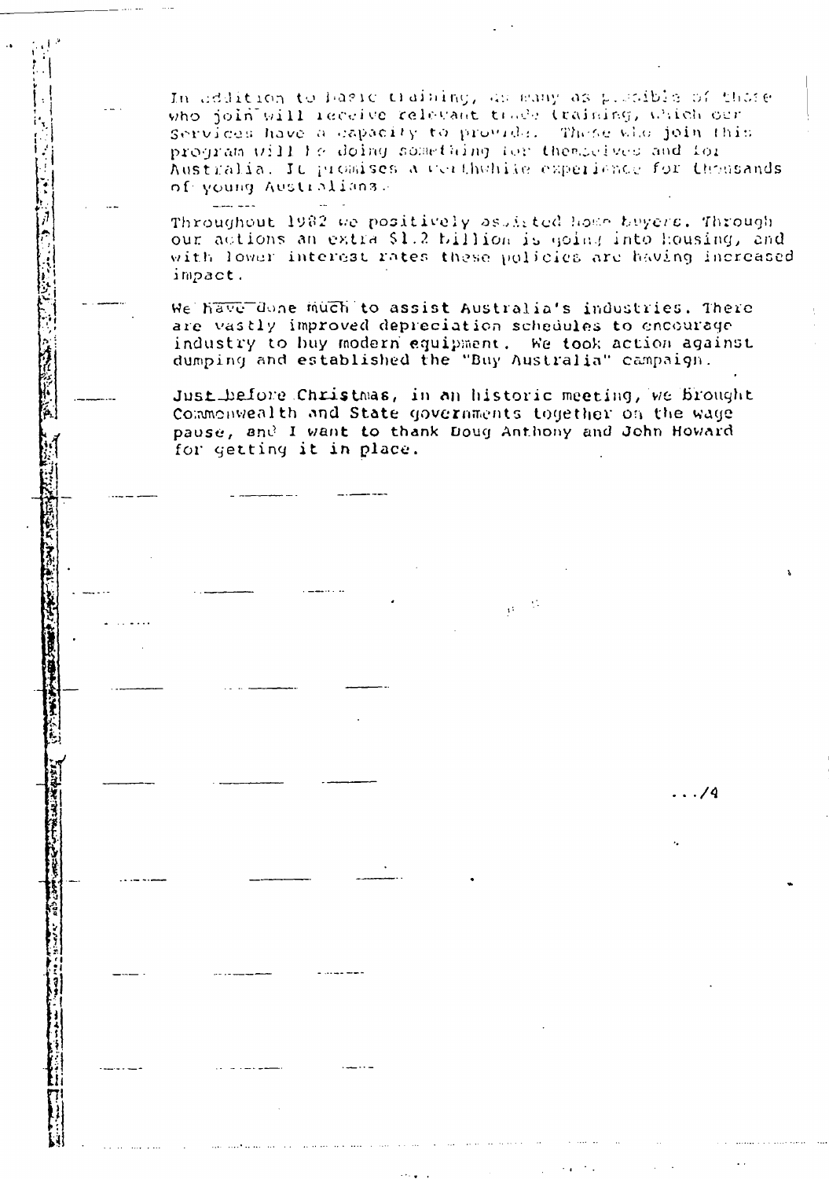In addition to basic training, as many as possible of those who join will receive relevant trade training, which our Services have a capacity to provide. Those who join this program will be doing something for themselves and for Australia. It promises a worthwhile experience for thousands of young Australians.

Throughout 1982 we positively assisted home buyers. Through our actions an extra $1.2 billion is going into housing, and with lower interest rates these policies are having increased impact.

We have done much to assist Australia's industries. There are vastly improved depreciation schedules to encourage industry to buy modern equipment. We took action against dumping and established the "Buy Australia" campaign.

Just before Christmas, in an historic meeting, we brought Commonwealth and State governments together on the wage pause, and I want to thank Doug Anthony and John Howard for getting it in place.

.../4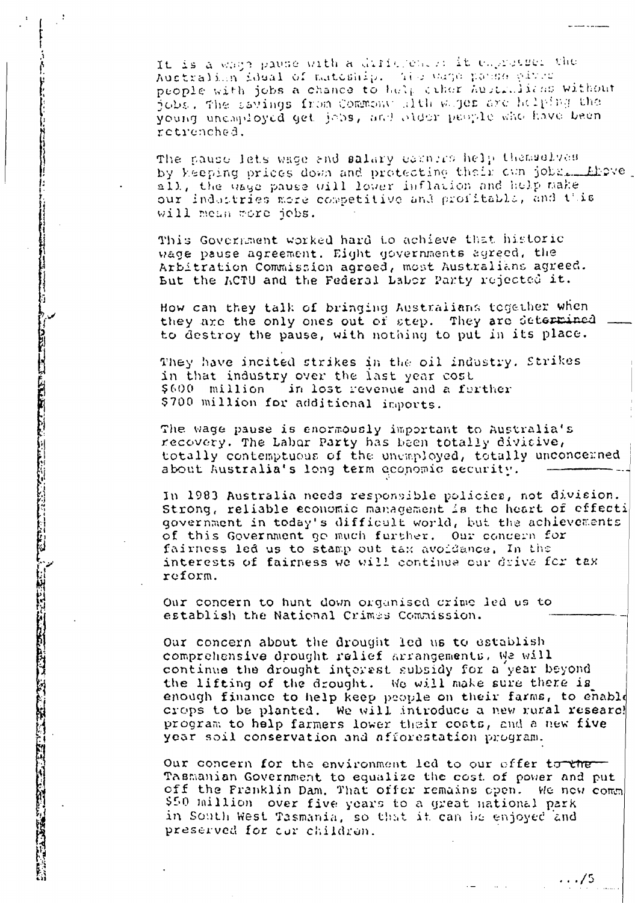It is a wage pause with a difference: it expresses the Australian ideal of mateship. The wage pause gives people with jobs a chance to help other Australians without jobs. The savings from Commonwealth wages are helping the young unemployed get jobs, and older people who have been retrenched.

The pause lets wage and salary earners help themselves by keeping prices down and protecting their own jobs. Above all, the wage pause will lower inflation and help make our industries more competitive and profitable, and this will mean more jobs.

This Government worked hard to achieve that historic wage pause agreement. Eight governments agreed, the Arbitration Commission agreed, most Australians agreed. But the ACTU and the Federal Labor Party rejected it.

How can they talk of bringing Australians together when they are the only ones out of step. They are determined to destroy the pause, with nothing to put in its place.

They have incited strikes in the oil industry. Strikes in that industry over the last year cost $600 million in lost revenue and a further $700 million for additional imports.

The wage pause is enormously important to Australia's recovery. The Labor Party has been totally divisive, totally contemptuous of the unemployed, totally unconcerned about Australia's long term economic security.

In 1983 Australia needs responsible policies, not division. Strong, reliable economic management is the heart of effecti government in today's difficult world, but the achievements of this Government go much further. Our concern for fairness led us to stamp out tax avoidance. In the interests of fairness we will continue our drive for tax reform.

Our concern to hunt down organised crime led us to establish the National Crimes Commission.

Our concern about the drought led us to establish comprehensive drought relief arrangements. We will continue the drought interest subsidy for a year beyond the lifting of the drought. We will make sure there is enough finance to help keep people on their farms, to enabl crops to be planted. We will introduce a new rural researc program to help farmers lower their costs, and a new five year soil conservation and afforestation program.

Our concern for the environment led to our offer to the Tasmanian Government to equalize the cost of power and put off the Franklin Dam. That offer remains open. We now comm $50 million over five years to a great national park in South West Tasmania, so that it can be enjoyed and preserved for our children.

.../5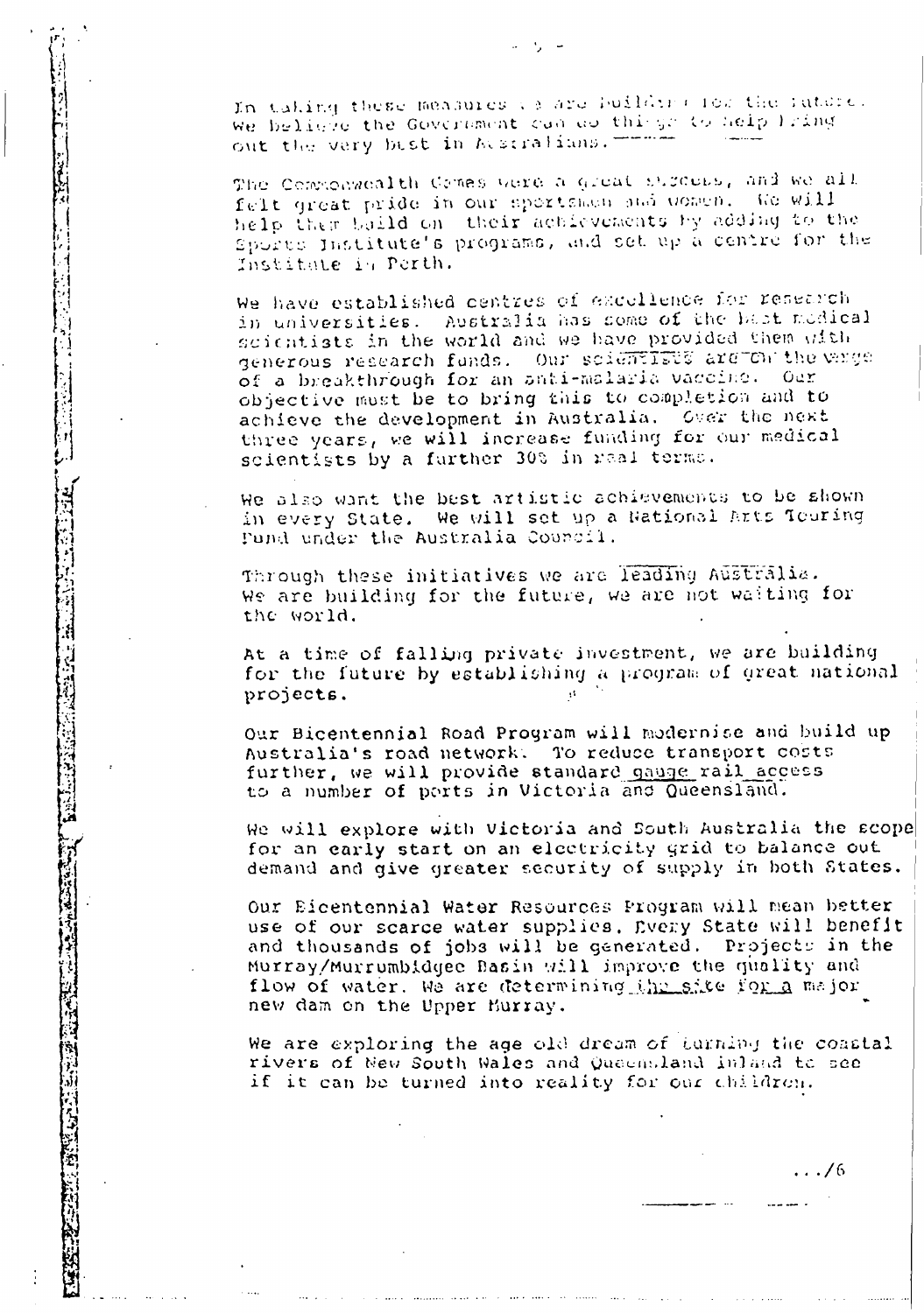In taking these measures we are building for the future. We believe the Government can do things to help bring out the very best in Australians.

The Commonwealth Games were a great success, and we all felt great pride in our sportsmen and women. We will help them build on their achievements by adding to the Sports Institute's programs, and set up a centre for the Institute in Perth.

We have established centres of excellence for research in universities. Australia has some of the best medical scientists in the world and we have provided them with generous research funds. Our scientists are on the verge of a breakthrough for an anti-malaria vaccine. Our objective must be to bring this to completion and to achieve the development in Australia. Over the next three years, we will increase funding for our medical scientists by a further 30% in real terms.

We also want the best artistic achievements to be shown in every State. We will set up a National Arts Touring Fund under the Australia Council.

Through these initiatives we are leading Australia. We are building for the future, we are not waiting for the world.

At a time of falling private investment, we are building for the future by establishing a program of great national projects.

Our Bicentennial Road Program will modernise and build up Australia's road network. To reduce transport costs further, we will provide standard gauge rail access to a number of ports in Victoria and Queensland.

We will explore with Victoria and South Australia the scope for an early start on an electricity grid to balance out demand and give greater security of supply in both States.

Our Bicentennial Water Resources Program will mean better use of our scarce water supplies. Every State will benefit and thousands of jobs will be generated. Projects in the Murray/Murrumbidgee Basin will improve the quality and flow of water. We are determining the site for a major new dam on the Upper Murray.

We are exploring the age old dream of turning the coastal rivers of New South Wales and Queensland inland to see if it can be turned into reality for our children.

.../6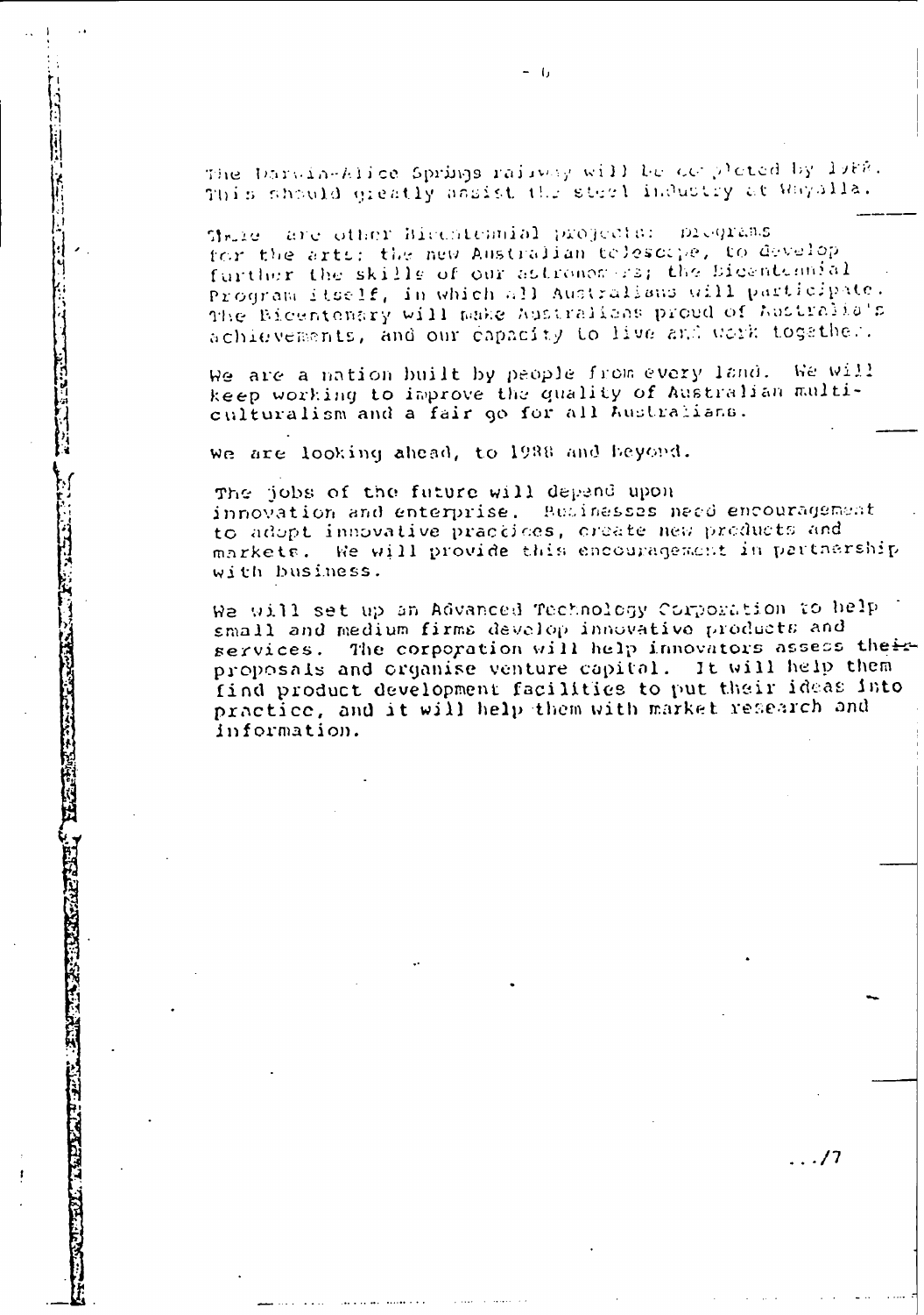The Darwin-Alice Springs railway will be completed by 1988. This should greatly assist the steel industry at Whyalla.

There are other Bicentennial projects: programs for the arts; the new Australian telescope, to develop further the skills of our astronomers; the Bicentennial Program itself, in which all Australians will participate. The Bicentenary will make Australians proud of Australia's achievements, and our capacity to live and work together.

We are a nation built by people from every land. We will keep working to improve the quality of Australian multiculturalism and a fair go for all Australians.

We are looking ahead, to 1988 and beyond.

The jobs of the future will depend upon innovation and enterprise. Businesses need encouragement to adopt innovative practices, create new products and markets. We will provide this encouragement in partnership with business.

We will set up an Advanced Technology Corporation to help small and medium firms develop innovative products and services. The corporation will help innovators assess their proposals and organise venture capital. It will help them find product development facilities to put their ideas into practice, and it will help them with market research and information.

.../7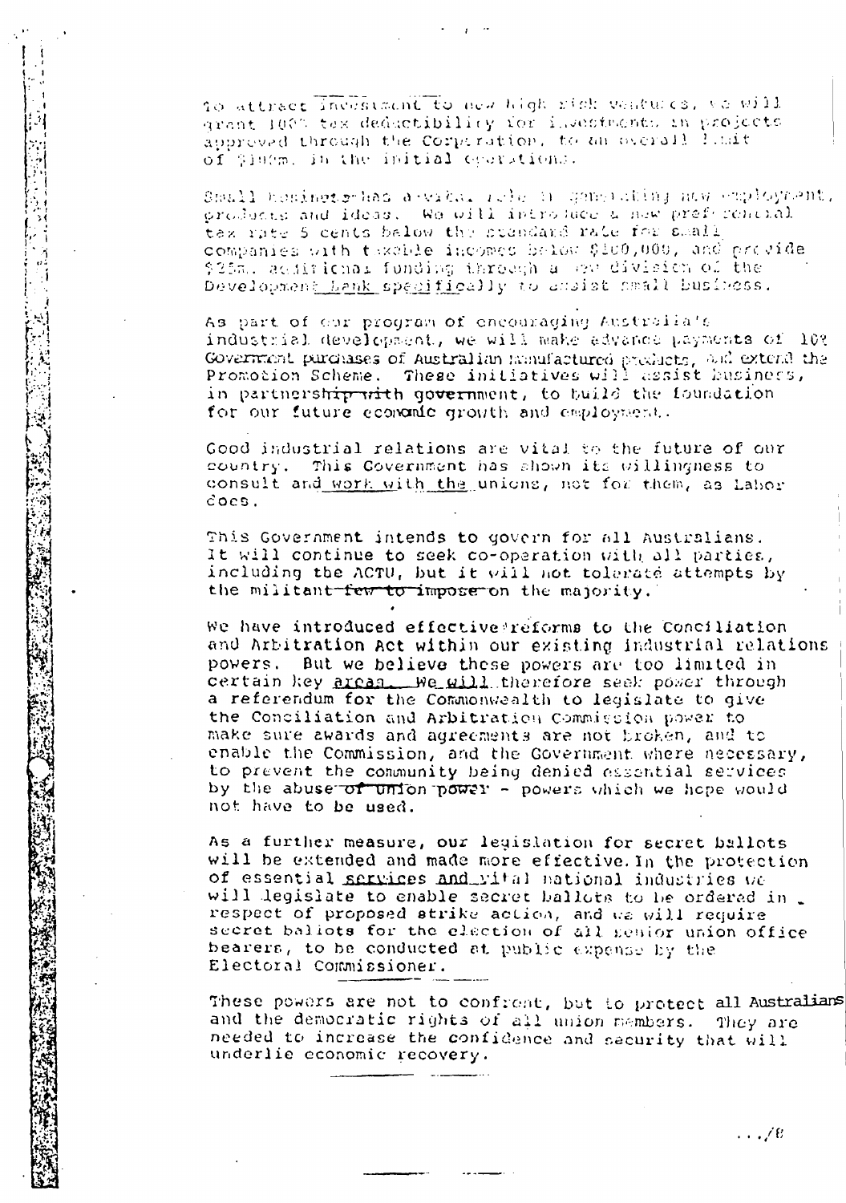To attract investment to new high risk ventures, we will grant 100% tax deductibility for investments in projects approved through the Corporation, to an overall limit of $100m. in the initial operations.

Small business has a vital role in generating new employment, products and ideas. We will introduce a new preferential tax rate 5 cents below the standard rate for small companies with taxable incomes below $100,000, and provide $25m. additional funding through a new division of the Development Bank specifically to assist small business.

As part of our program of encouraging Australia's industrial development, we will make advance payments of 10% Government purchases of Australian manufactured products, and extend the Promotion Scheme. These initiatives will assist business, in partnership with government, to build the foundation for our future economic growth and employment.

Good industrial relations are vital to the future of our country. This Government has shown its willingness to consult and work with the unions, not for them, as Labor does.

This Government intends to govern for all Australians. It will continue to seek co-operation with all parties, including the ACTU, but it will not tolerate attempts by the militant few to impose on the majority.

We have introduced effective reforms to the Conciliation and Arbitration Act within our existing industrial relations powers. But we believe these powers are too limited in certain key areas. We will therefore seek power through a referendum for the Commonwealth to legislate to give the Conciliation and Arbitration Commission power to make sure awards and agreements are not broken, and to enable the Commission, and the Government where necessary, to prevent the community being denied essential services by the abuse of union power - powers which we hope would not have to be used.

As a further measure, our legislation for secret ballots will be extended and made more effective. In the protection of essential services and vital national industries we will legislate to enable secret ballots to be ordered in respect of proposed strike action, and we will require secret ballots for the election of all senior union office bearers, to be conducted at public expense by the Electoral Commissioner.

These powers are not to confront, but to protect all Australians and the democratic rights of all union members. They are needed to increase the confidence and security that will underlie economic recovery.

.../8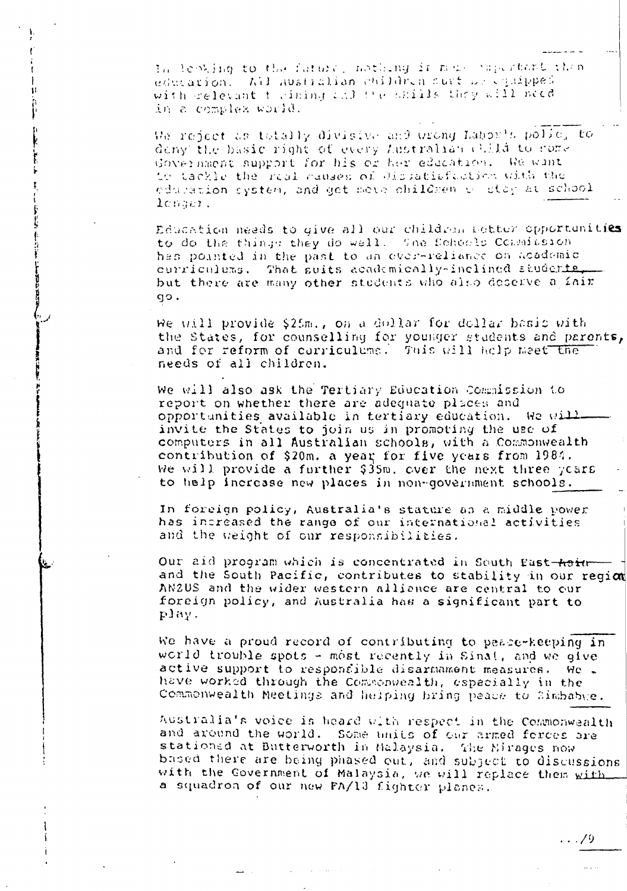In looking to the future, nothing is more important than education. All Australian children must be equipped with relevant training and the skills they will need in a complex world.

We reject as totally divisive and wrong Labor's policy to deny the basic right of every Australian child to some Government support for his or her education. We want to tackle the real causes of dissatisfaction with the education system, and get more children to stay at school longer.

Education needs to give all our children better opportunities to do the things they do well. The Schools Commission has pointed in the past to an over-reliance on academic curriculums. That suits academically-inclined students, but there are many other students who also deserve a fair go.

We will provide $25m., on a dollar for dollar basis with the States, for counselling for younger students and parents, and for reform of curriculums. This will help meet the needs of all children.

We will also ask the Tertiary Education Commission to report on whether there are adequate places and opportunities available in tertiary education. We will invite the States to join us in promoting the use of computers in all Australian schools, with a Commonwealth contribution of $20m. a year for five years from 1984. We will provide a further $35m. over the next three years to help increase new places in non-government schools.

In foreign policy, Australia's stature as a middle power has increased the range of our international activities and the weight of our responsibilities.

Our aid program which is concentrated in South East Asia and the South Pacific, contributes to stability in our region. ANZUS and the wider western alliance are central to our foreign policy, and Australia has a significant part to play.

We have a proud record of contributing to peace-keeping in world trouble spots - most recently in Sinai, and we give active support to responsible disarmament measures. We have worked through the Commonwealth, especially in the Commonwealth Meetings and helping bring peace to Zimbabwe.

Australia's voice is heard with respect in the Commonwealth and around the world. Some units of our armed forces are stationed at Butterworth in Malaysia. The Mirages now based there are being phased out, and subject to discussions with the Government of Malaysia, we will replace them with a squadron of our new FA/18 fighter planes.

.../9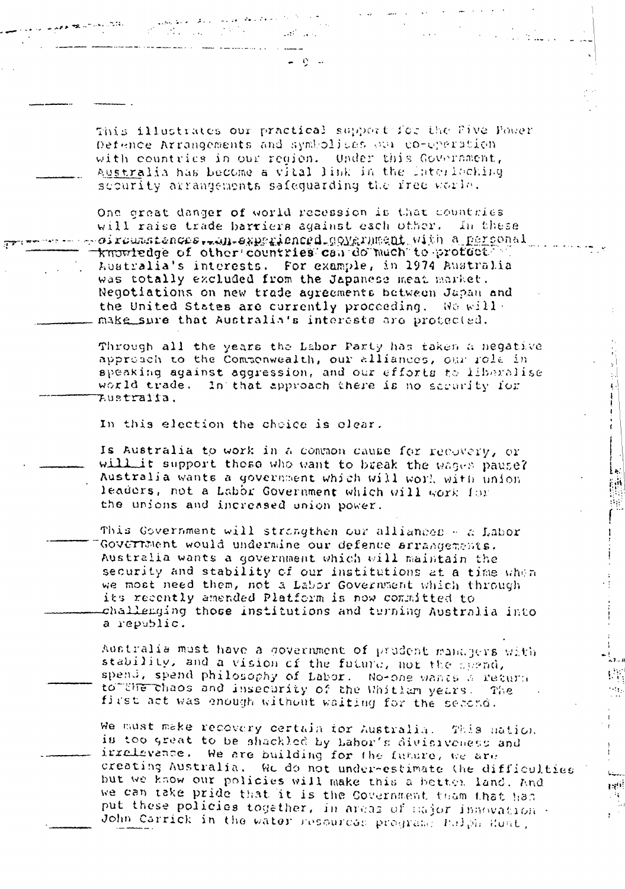This illustrates our practical support for the Five Power Defence Arrangements and symbolises our co-operation with countries in our region. Under this Government, Australia has become a vital link in the interlocking security arrangements safeguarding the free world.

One great danger of world recession is that countries will raise trade barriers against each other. In these circumstances, an experienced government with a personal knowledge of other countries can do much to protect Australia's interests. For example, in 1974 Australia was totally excluded from the Japanese meat market. Negotiations on new trade agreements between Japan and the United States are currently proceeding. We will make sure that Australia's interests are protected.

Through all the years the Labor Party has taken a negative approach to the Commonwealth, our alliances, our role in speaking against aggression, and our efforts to liberalise world trade. In that approach there is no security for Australia.

In this election the choice is clear.

Is Australia to work in a common cause for recovery, or will it support those who want to break the wages pause? Australia wants a government which will work with union leaders, not a Labor Government which will work for the unions and increased union power.

This Government will strengthen our alliances - a Labor Government would undermine our defence arrangements. Australia wants a government which will maintain the security and stability of our institutions at a time when we most need them, not a Labor Government which through its recently amended Platform is now committed to challenging those institutions and turning Australia into a republic.

Australia must have a government of prudent managers with stability, and a vision of the future, not the spend, spend, spend philosophy of Labor. No-one wants a return to the chaos and insecurity of the Whitlam years. The first act was enough without waiting for the second.

We must make recovery certain for Australia. This nation is too great to be shackled by Labor's divisiveness and irrelevance. We are building for the future, we are creating Australia. We do not under-estimate the difficulties but we know our policies will make this a better land. And we can take pride that it is the Government team that has put these policies together, in areas of major innovation - John Carrick in the water resources program; Ralph Hunt,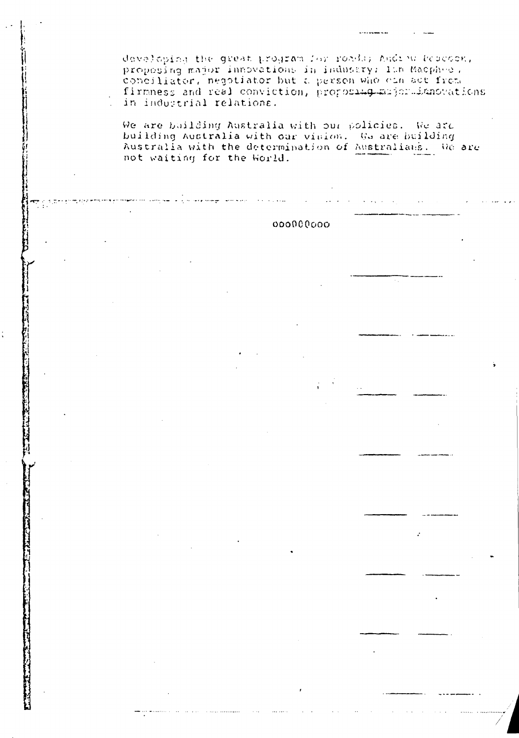developing the great program for roads; Andrew Peacock, proposing major innovations in industry; Ian Macphee, conciliator, negotiator but a person who can act from firmness and real conviction, proposing major innovations in industrial relations.

We are building Australia with our policies. We are building Australia with our vision. We are building Australia with the determination of Australians. We are not waiting for the World.

oooOOOooo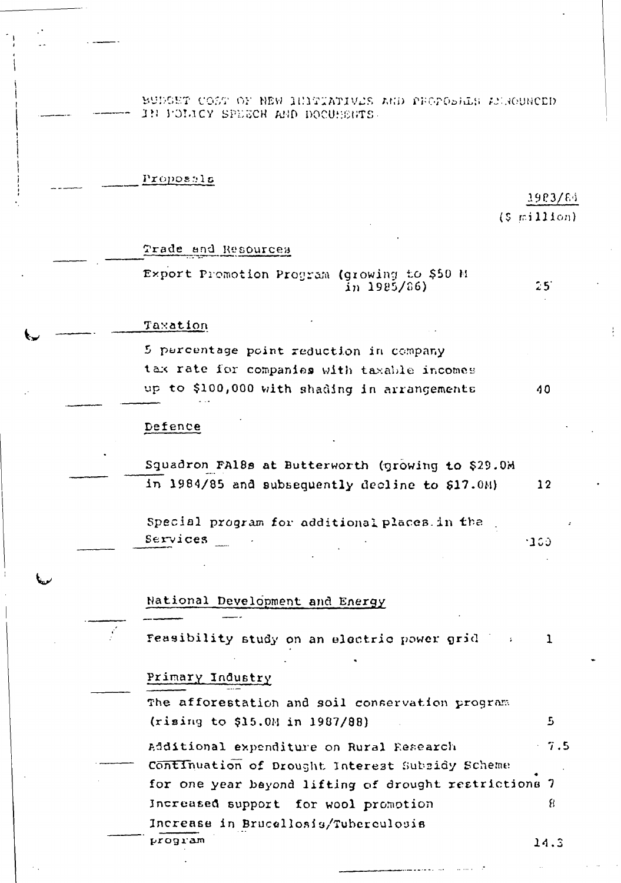BUDGET COST OF NEW INITIATIVES AND PROPOSALS ANNOUNCED IN POLICY SPEECH AND DOCUMENTS

Proposals

| | 1983/84 ($ million) |
|---|---|
| **Trade and Resources** | |
| Export Promotion Program (growing to $50 M in 1985/86) | 25 |
| **Taxation** | |
| 5 percentage point reduction in company tax rate for companies with taxable incomes up to $100,000 with shading in arrangements | 40 |
| **Defence** | |
| Squadron FA18s at Butterworth (growing to $29.0M in 1984/85 and subsequently decline to $17.0M) | 12 |
| Special program for additional places in the Services | 100 |
| **National Development and Energy** | |
| Feasibility study on an electric power grid | 1 |
| **Primary Industry** | |
| The afforestation and soil conservation program (rising to $15.0M in 1987/88) | 5 |
| Additional expenditure on Rural Research | 7.5 |
| Continuation of Drought Interest Subsidy Scheme for one year beyond lifting of drought restrictions | 7 |
| Increased support for wool promotion | 8 |
| Increase in Brucellosis/Tuberculosis program | 14.3 |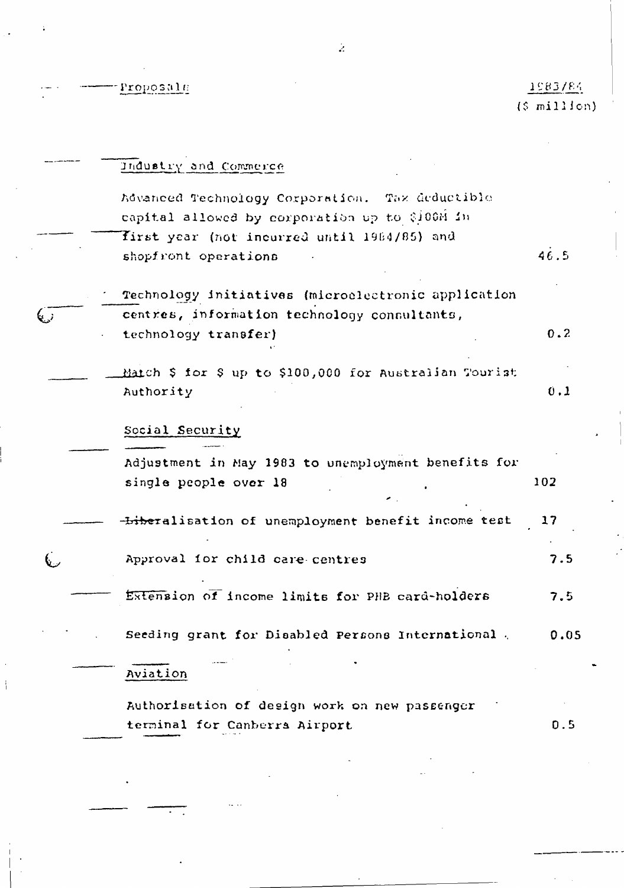| Proposals | 1983/84 ($ million) |
|---|---|
| **Industry and Commerce** | |
| Advanced Technology Corporation. Tax deductible capital allowed by corporation up to $100M in first year (not incurred until 1984/85) and shopfront operations | 46.5 |
| Technology initiatives (microelectronic application centres, information technology consultants, technology transfer) | 0.2 |
| Match $ for $ up to $100,000 for Australian Tourist Authority | 0.1 |
| **Social Security** | |
| Adjustment in May 1983 to unemployment benefits for single people over 18 | 102 |
| Liberalisation of unemployment benefit income test | 17 |
| Approval for child care centres | 7.5 |
| Extension of income limits for PHB card-holders | 7.5 |
| Seeding grant for Disabled Persons International | 0.05 |
| **Aviation** | |
| Authorisation of design work on new passenger terminal for Canberra Airport | 0.5 |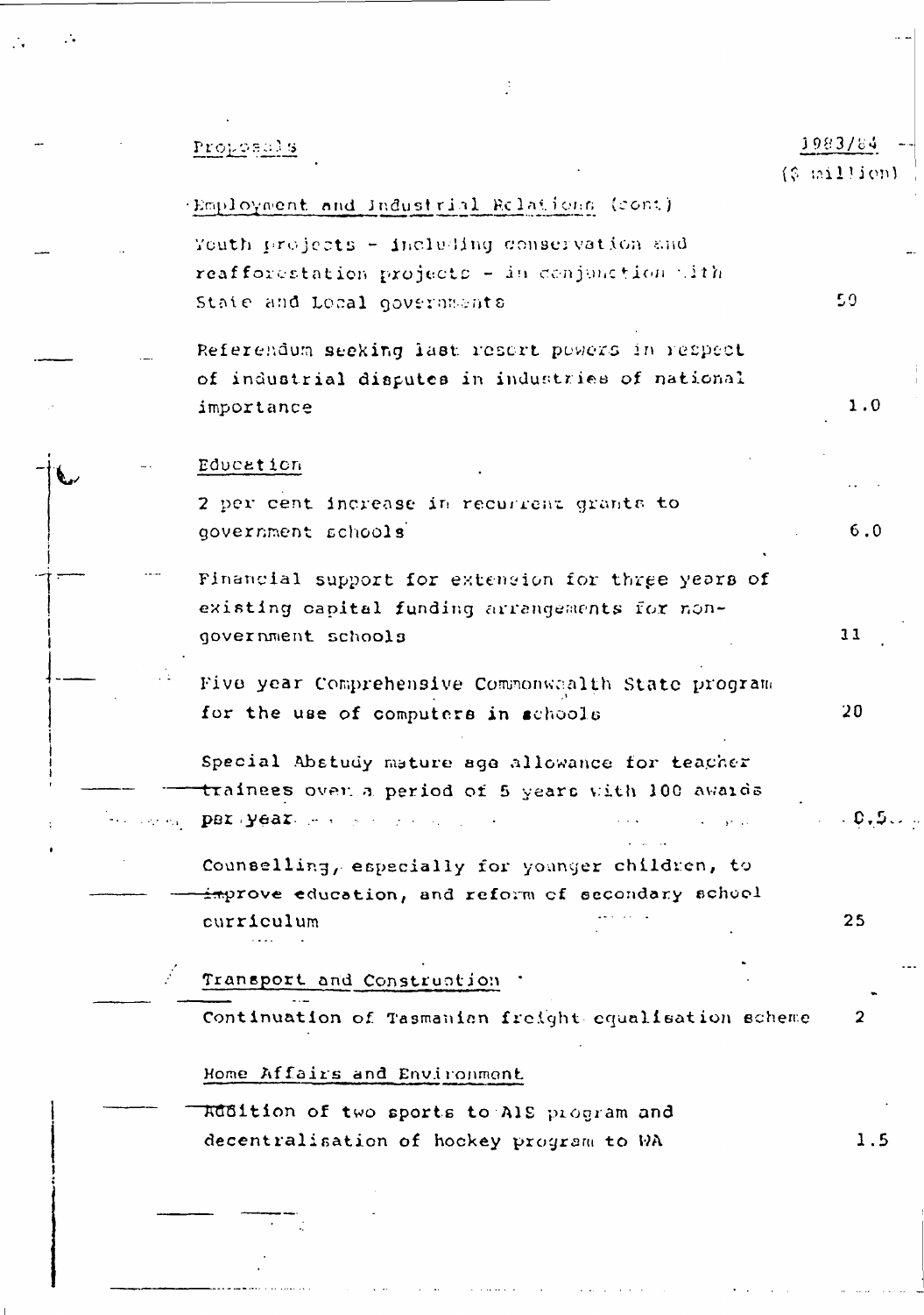| Proposals | 1983/84 ($ million) |
| --- | --- |
| **Employment and Industrial Relations (cont)** | |
| Youth projects - including conservation and reafforestation projects - in conjunction with State and Local governments | 50 |
| Referendum seeking last resort powers in respect of industrial disputes in industries of national importance | 1.0 |
| **Education** | |
| 2 per cent increase in recurrent grants to government schools | 6.0 |
| Financial support for extension for three years of existing capital funding arrangements for non-government schools | 11 |
| Five year Comprehensive Commonwealth State program for the use of computers in schools | 20 |
| Special Abstudy mature age allowance for teacher trainees over a period of 5 years with 100 awards per year | 0.5 |
| Counselling, especially for younger children, to improve education, and reform of secondary school curriculum | 25 |
| **Transport and Construction** | |
| Continuation of Tasmanian freight equalisation scheme | 2 |
| **Home Affairs and Environment** | |
| Addition of two sports to AIS program and decentralisation of hockey program to WA | 1.5 |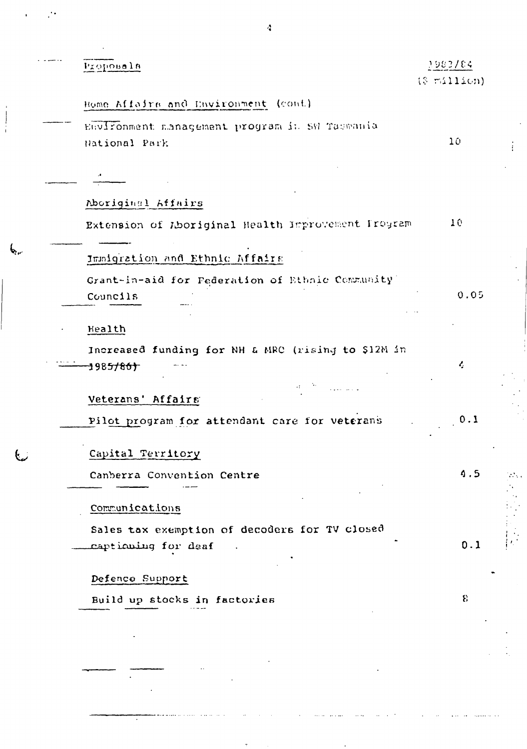| Proposals | 1983/84 ($ million) |
|---|---|
| **Home Affairs and Environment (cont.)** | |
| Environment management program in SW Tasmania National Park | 10 |
| **Aboriginal Affairs** | |
| Extension of Aboriginal Health Improvement Program | 10 |
| **Immigration and Ethnic Affairs** | |
| Grant-in-aid for Federation of Ethnic Community Councils | 0.05 |
| **Health** | |
| Increased funding for NH & MRC (rising to $12M in 1985/86) | 4 |
| **Veterans' Affairs** | |
| Pilot program for attendant care for veterans | 0.1 |
| **Capital Territory** | |
| Canberra Convention Centre | 4.5 |
| **Communications** | |
| Sales tax exemption of decoders for TV closed captioning for deaf | 0.1 |
| **Defence Support** | |
| Build up stocks in factories | 8 |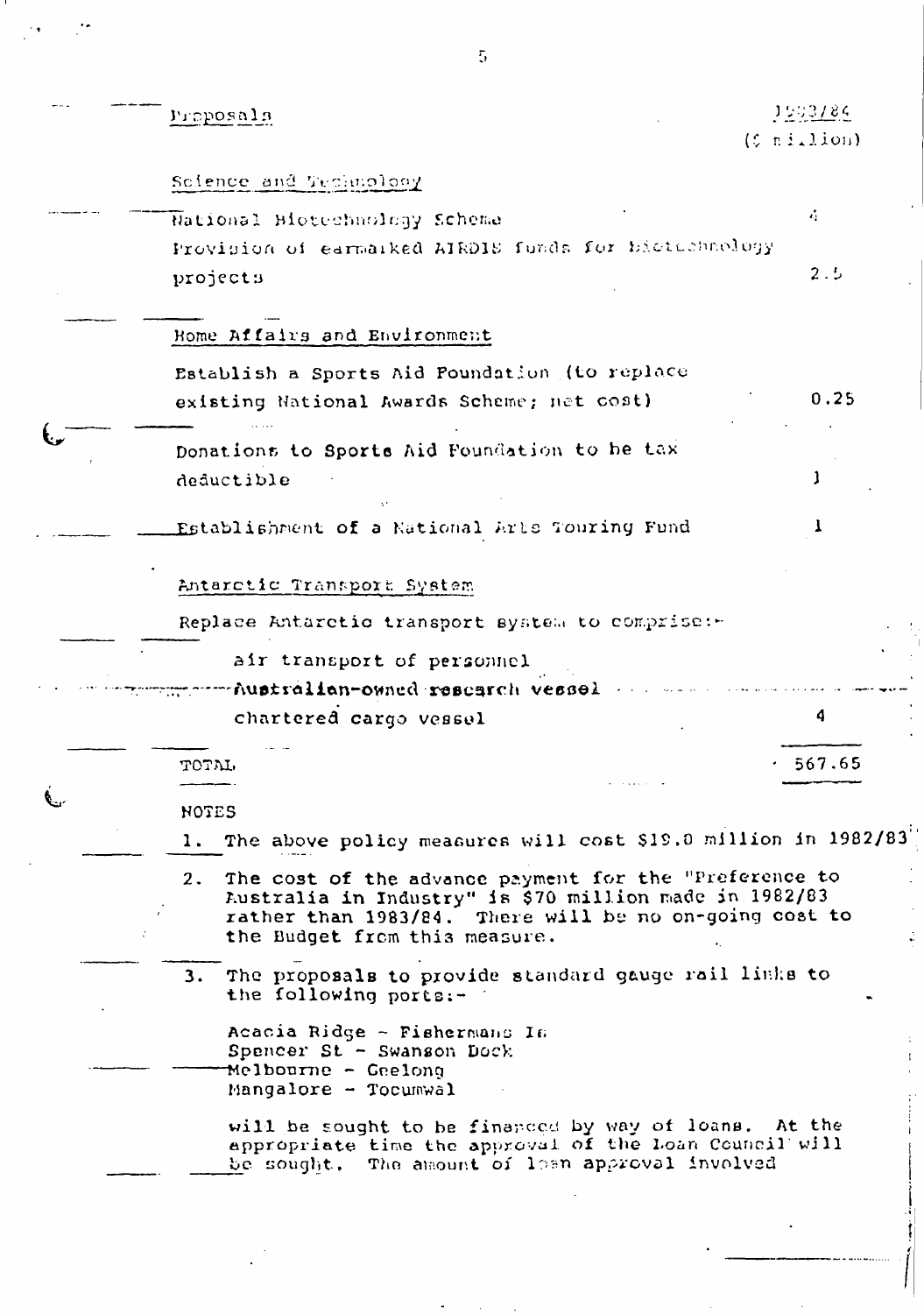| Proposals | 1983/84 ($ million) |
|---|---|
| **Science and Technology** | |
| National Biotechnology Scheme | 4 |
| Provision of earmarked AIRDIS funds for biotechnology projects | 2.5 |
| **Home Affairs and Environment** | |
| Establish a Sports Aid Foundation (to replace existing National Awards Scheme; net cost) | 0.25 |
| Donations to Sports Aid Foundation to be tax deductible | 1 |
| Establishment of a National Arts Touring Fund | 1 |
| **Antarctic Transport System** | |
| Replace Antarctic transport system to comprise:- air transport of personnel; Australian-owned research vessel; chartered cargo vessel | 4 |
| TOTAL | 567.65 |

NOTES

1. The above policy measures will cost $19.0 million in 1982/83
2. The cost of the advance payment for the "Preference to Australia in Industry" is $70 million made in 1982/83 rather than 1983/84. There will be no on-going cost to the Budget from this measure.
3. The proposals to provide standard gauge rail links to the following ports:-

   Acacia Ridge - Fishermans Is
   Spencer St - Swanson Dock
   Melbourne - Geelong
   Mangalore - Tocumwal

   will be sought to be financed by way of loans. At the appropriate time the approval of the Loan Council will be sought. The amount of loan approval involved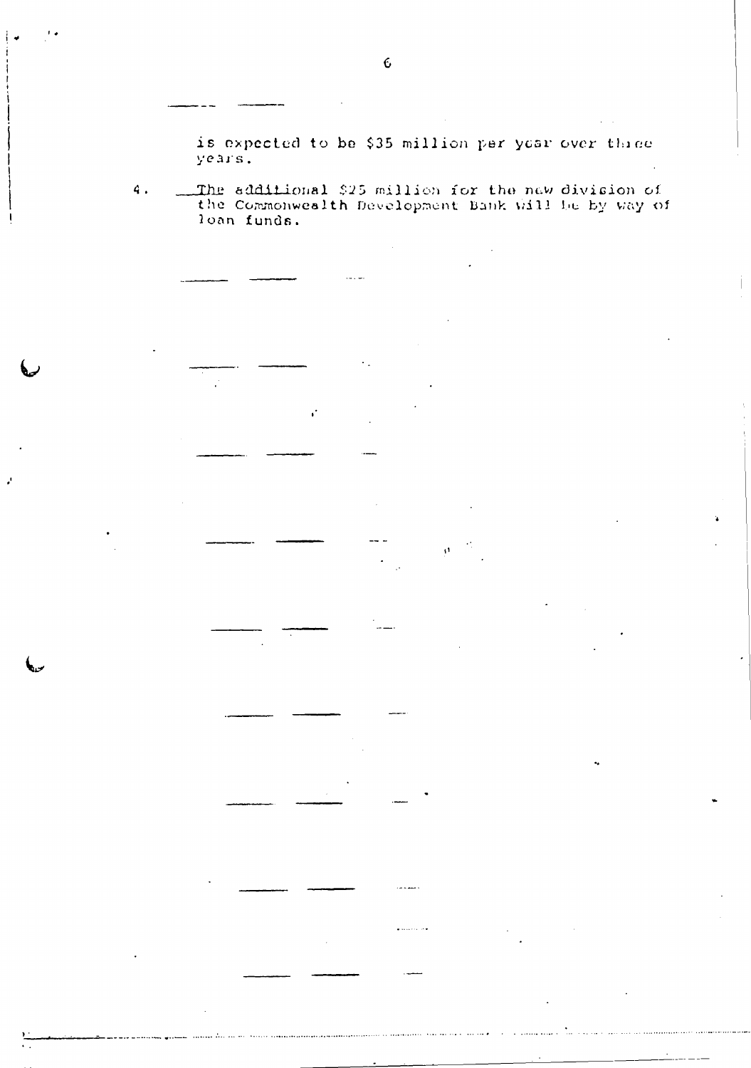is expected to be $35 million per year over three years.

4. The additional $25 million for the new division of the Commonwealth Development Bank will be by way of loan funds.